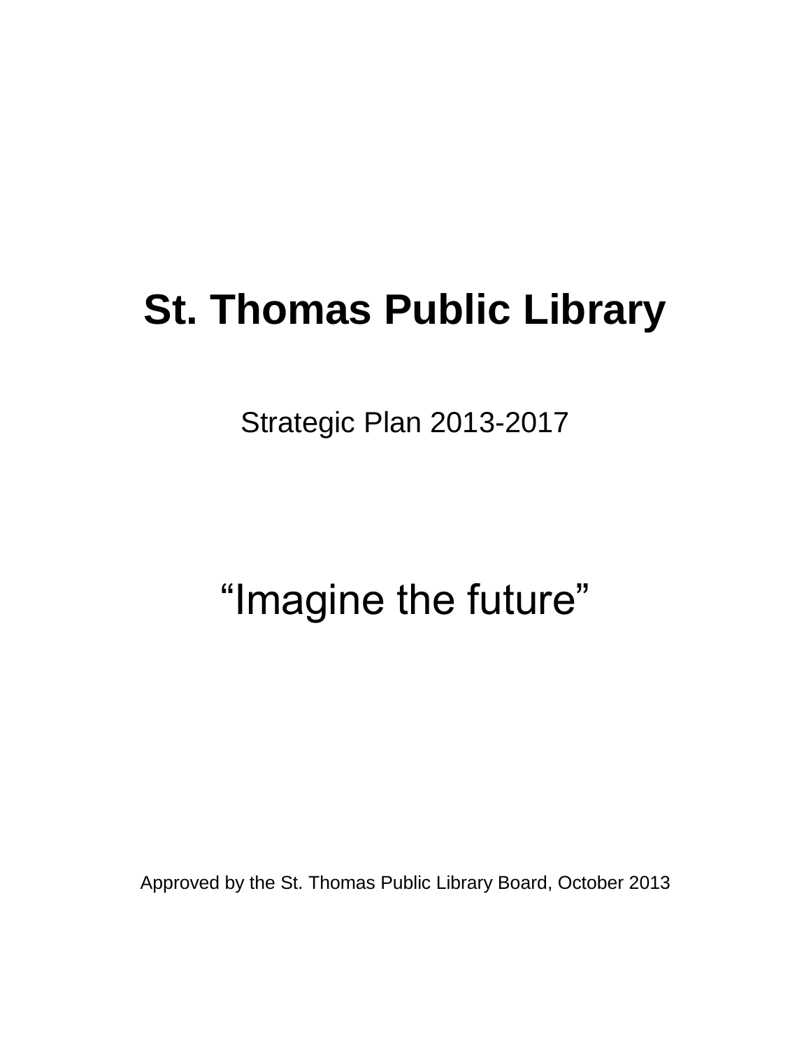# St. Thomas Public Library

Strategic Plan 2013-2017

## “Imagine the future”

Approved by the St. Thomas Public Library Board, October 2013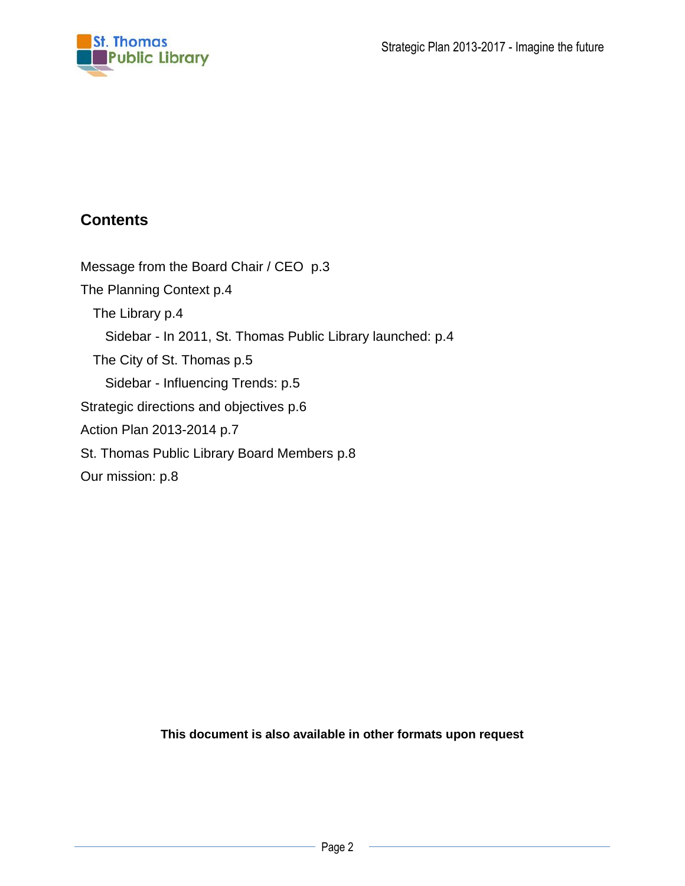## Contents

Message from the Board Chair / CEO p.3

The Planning Context p.4

- The Library p.4
  - Sidebar - In 2011, St. Thomas Public Library launched: p.4
- The City of St. Thomas p.5
  - Sidebar - Influencing Trends: p.5

Strategic directions and objectives p.6

Action Plan 2013-2014 p.7

St. Thomas Public Library Board Members p.8

Our mission: p.8

**This document is also available in other formats upon request**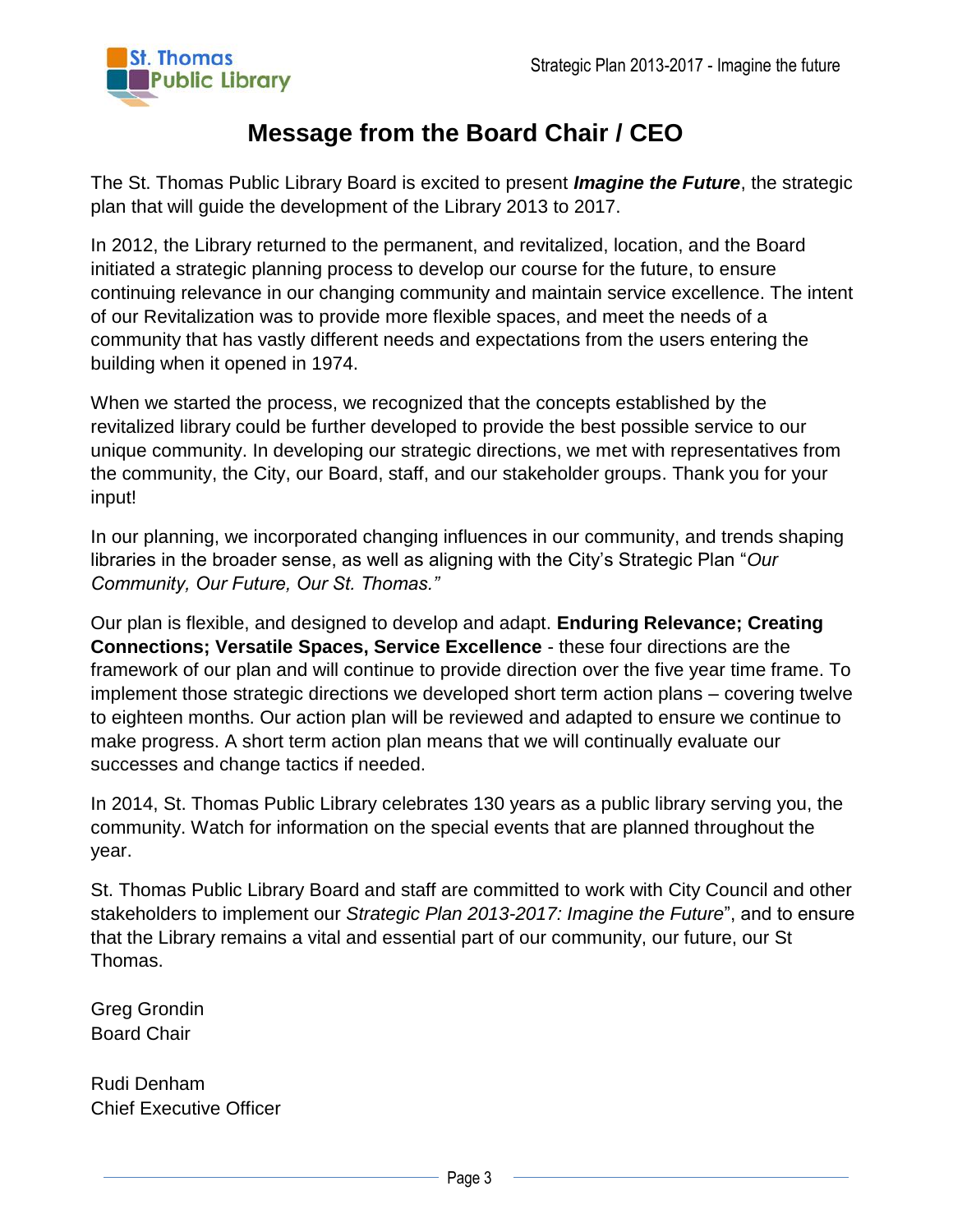# Message from the Board Chair / CEO

The St. Thomas Public Library Board is excited to present ***Imagine the Future***, the strategic plan that will guide the development of the Library 2013 to 2017.

In 2012, the Library returned to the permanent, and revitalized, location, and the Board initiated a strategic planning process to develop our course for the future, to ensure continuing relevance in our changing community and maintain service excellence. The intent of our Revitalization was to provide more flexible spaces, and meet the needs of a community that has vastly different needs and expectations from the users entering the building when it opened in 1974.

When we started the process, we recognized that the concepts established by the revitalized library could be further developed to provide the best possible service to our unique community. In developing our strategic directions, we met with representatives from the community, the City, our Board, staff, and our stakeholder groups. Thank you for your input!

In our planning, we incorporated changing influences in our community, and trends shaping libraries in the broader sense, as well as aligning with the City's Strategic Plan "*Our Community, Our Future, Our St. Thomas."*

Our plan is flexible, and designed to develop and adapt. **Enduring Relevance; Creating Connections; Versatile Spaces, Service Excellence** - these four directions are the framework of our plan and will continue to provide direction over the five year time frame. To implement those strategic directions we developed short term action plans – covering twelve to eighteen months. Our action plan will be reviewed and adapted to ensure we continue to make progress. A short term action plan means that we will continually evaluate our successes and change tactics if needed.

In 2014, St. Thomas Public Library celebrates 130 years as a public library serving you, the community. Watch for information on the special events that are planned throughout the year.

St. Thomas Public Library Board and staff are committed to work with City Council and other stakeholders to implement our *Strategic Plan 2013-2017: Imagine the Future*", and to ensure that the Library remains a vital and essential part of our community, our future, our St Thomas.

Greg Grondin
Board Chair

Rudi Denham
Chief Executive Officer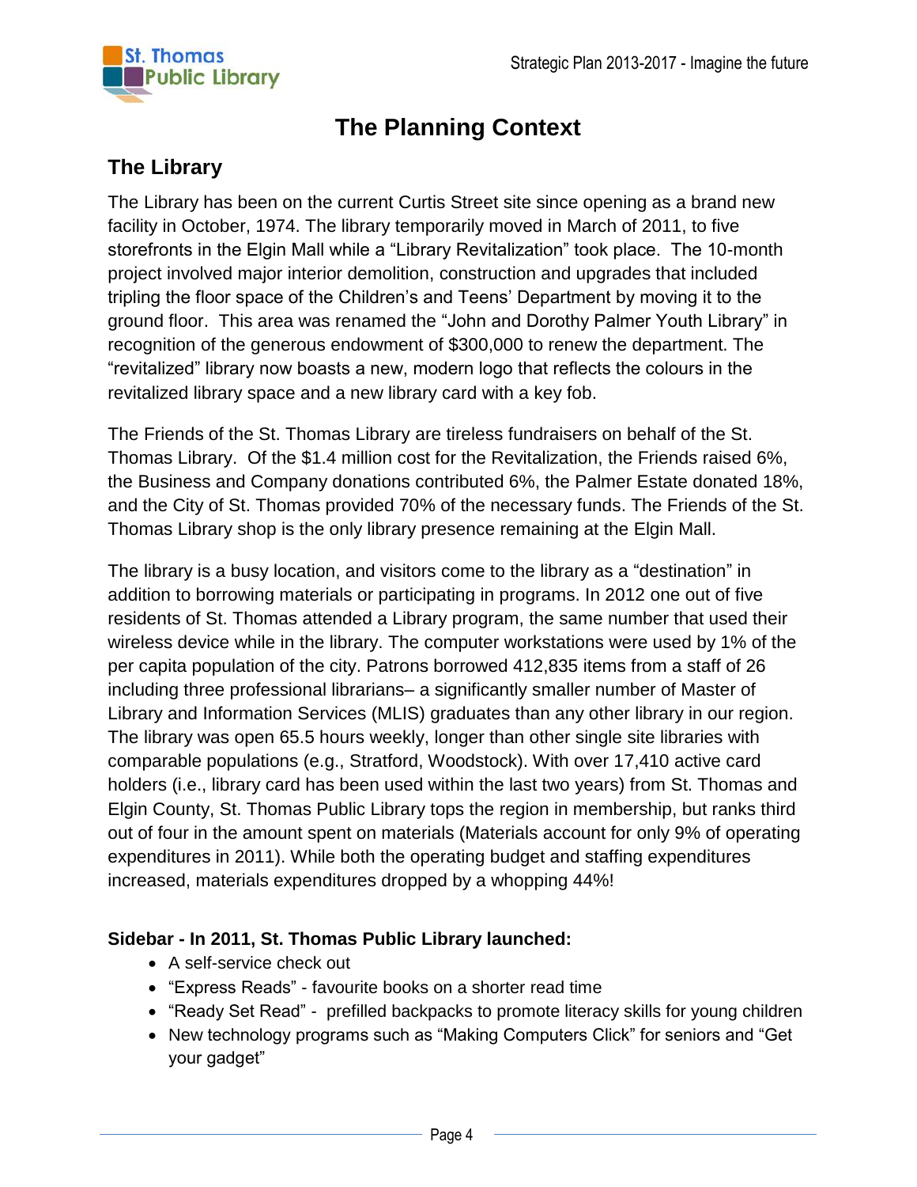# The Planning Context

## The Library

The Library has been on the current Curtis Street site since opening as a brand new facility in October, 1974. The library temporarily moved in March of 2011, to five storefronts in the Elgin Mall while a “Library Revitalization” took place. The 10-month project involved major interior demolition, construction and upgrades that included tripling the floor space of the Children’s and Teens’ Department by moving it to the ground floor. This area was renamed the “John and Dorothy Palmer Youth Library” in recognition of the generous endowment of $300,000 to renew the department. The “revitalized” library now boasts a new, modern logo that reflects the colours in the revitalized library space and a new library card with a key fob.

The Friends of the St. Thomas Library are tireless fundraisers on behalf of the St. Thomas Library. Of the $1.4 million cost for the Revitalization, the Friends raised 6%, the Business and Company donations contributed 6%, the Palmer Estate donated 18%, and the City of St. Thomas provided 70% of the necessary funds. The Friends of the St. Thomas Library shop is the only library presence remaining at the Elgin Mall.

The library is a busy location, and visitors come to the library as a “destination” in addition to borrowing materials or participating in programs. In 2012 one out of five residents of St. Thomas attended a Library program, the same number that used their wireless device while in the library. The computer workstations were used by 1% of the per capita population of the city. Patrons borrowed 412,835 items from a staff of 26 including three professional librarians– a significantly smaller number of Master of Library and Information Services (MLIS) graduates than any other library in our region. The library was open 65.5 hours weekly, longer than other single site libraries with comparable populations (e.g., Stratford, Woodstock). With over 17,410 active card holders (i.e., library card has been used within the last two years) from St. Thomas and Elgin County, St. Thomas Public Library tops the region in membership, but ranks third out of four in the amount spent on materials (Materials account for only 9% of operating expenditures in 2011). While both the operating budget and staffing expenditures increased, materials expenditures dropped by a whopping 44%!

**Sidebar - In 2011, St. Thomas Public Library launched:**

- A self-service check out
- “Express Reads” - favourite books on a shorter read time
- “Ready Set Read” - prefilled backpacks to promote literacy skills for young children
- New technology programs such as “Making Computers Click” for seniors and “Get your gadget”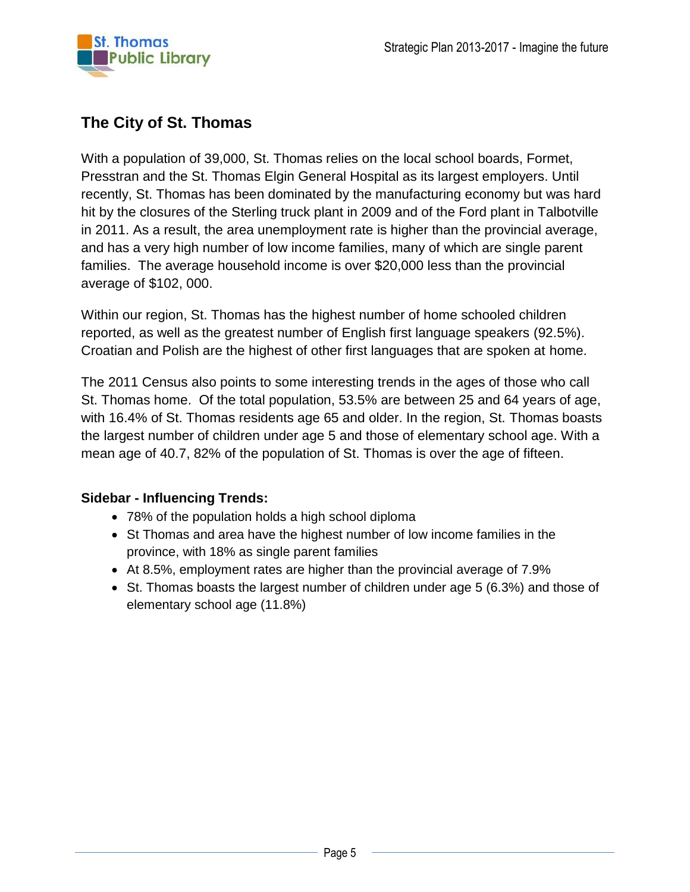## The City of St. Thomas

With a population of 39,000, St. Thomas relies on the local school boards, Formet, Presstran and the St. Thomas Elgin General Hospital as its largest employers. Until recently, St. Thomas has been dominated by the manufacturing economy but was hard hit by the closures of the Sterling truck plant in 2009 and of the Ford plant in Talbotville in 2011. As a result, the area unemployment rate is higher than the provincial average, and has a very high number of low income families, many of which are single parent families. The average household income is over $20,000 less than the provincial average of $102, 000.

Within our region, St. Thomas has the highest number of home schooled children reported, as well as the greatest number of English first language speakers (92.5%). Croatian and Polish are the highest of other first languages that are spoken at home.

The 2011 Census also points to some interesting trends in the ages of those who call St. Thomas home. Of the total population, 53.5% are between 25 and 64 years of age, with 16.4% of St. Thomas residents age 65 and older. In the region, St. Thomas boasts the largest number of children under age 5 and those of elementary school age. With a mean age of 40.7, 82% of the population of St. Thomas is over the age of fifteen.

**Sidebar - Influencing Trends:**

- 78% of the population holds a high school diploma
- St Thomas and area have the highest number of low income families in the province, with 18% as single parent families
- At 8.5%, employment rates are higher than the provincial average of 7.9%
- St. Thomas boasts the largest number of children under age 5 (6.3%) and those of elementary school age (11.8%)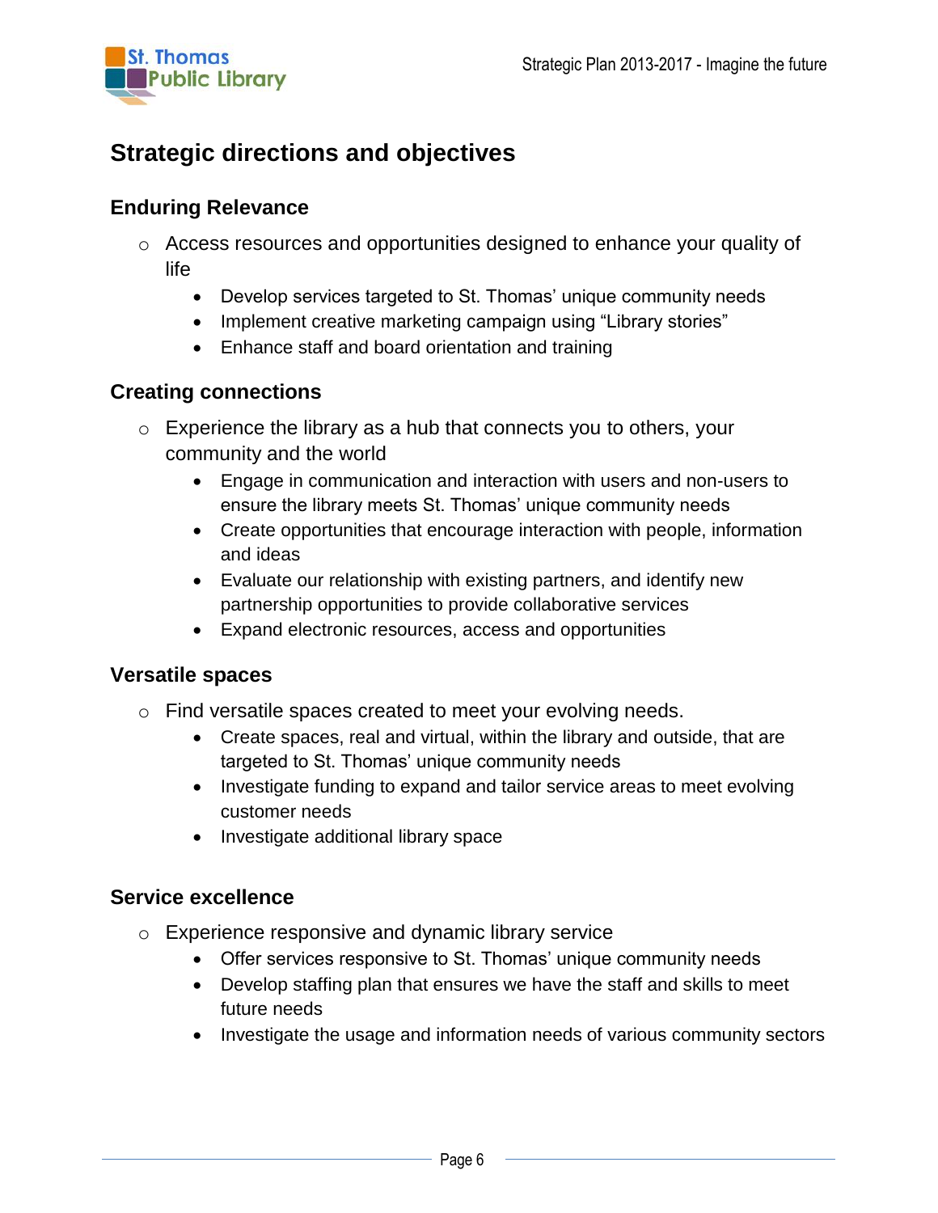## Strategic directions and objectives

### Enduring Relevance

- Access resources and opportunities designed to enhance your quality of life
  - Develop services targeted to St. Thomas' unique community needs
  - Implement creative marketing campaign using "Library stories"
  - Enhance staff and board orientation and training

### Creating connections

- Experience the library as a hub that connects you to others, your community and the world
  - Engage in communication and interaction with users and non-users to ensure the library meets St. Thomas' unique community needs
  - Create opportunities that encourage interaction with people, information and ideas
  - Evaluate our relationship with existing partners, and identify new partnership opportunities to provide collaborative services
  - Expand electronic resources, access and opportunities

### Versatile spaces

- Find versatile spaces created to meet your evolving needs.
  - Create spaces, real and virtual, within the library and outside, that are targeted to St. Thomas' unique community needs
  - Investigate funding to expand and tailor service areas to meet evolving customer needs
  - Investigate additional library space

### Service excellence

- Experience responsive and dynamic library service
  - Offer services responsive to St. Thomas' unique community needs
  - Develop staffing plan that ensures we have the staff and skills to meet future needs
  - Investigate the usage and information needs of various community sectors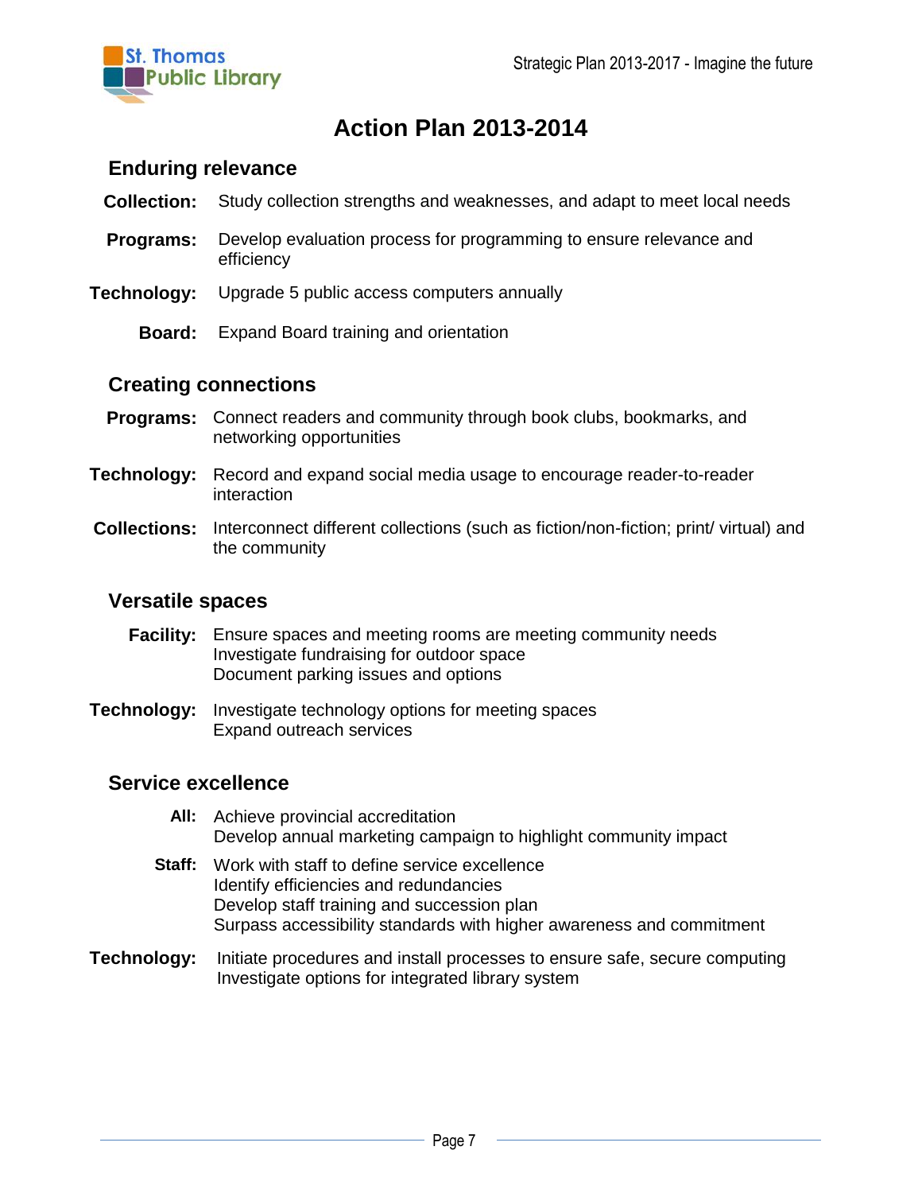# Action Plan 2013-2014

## Enduring relevance

**Collection:** Study collection strengths and weaknesses, and adapt to meet local needs

**Programs:** Develop evaluation process for programming to ensure relevance and efficiency

**Technology:** Upgrade 5 public access computers annually

**Board:** Expand Board training and orientation

## Creating connections

**Programs:** Connect readers and community through book clubs, bookmarks, and networking opportunities

**Technology:** Record and expand social media usage to encourage reader-to-reader interaction

**Collections:** Interconnect different collections (such as fiction/non-fiction; print/ virtual) and the community

## Versatile spaces

**Facility:** Ensure spaces and meeting rooms are meeting community needs
Investigate fundraising for outdoor space
Document parking issues and options

**Technology:** Investigate technology options for meeting spaces
Expand outreach services

## Service excellence

**All:** Achieve provincial accreditation
Develop annual marketing campaign to highlight community impact

**Staff:** Work with staff to define service excellence
Identify efficiencies and redundancies
Develop staff training and succession plan
Surpass accessibility standards with higher awareness and commitment

**Technology:** Initiate procedures and install processes to ensure safe, secure computing
Investigate options for integrated library system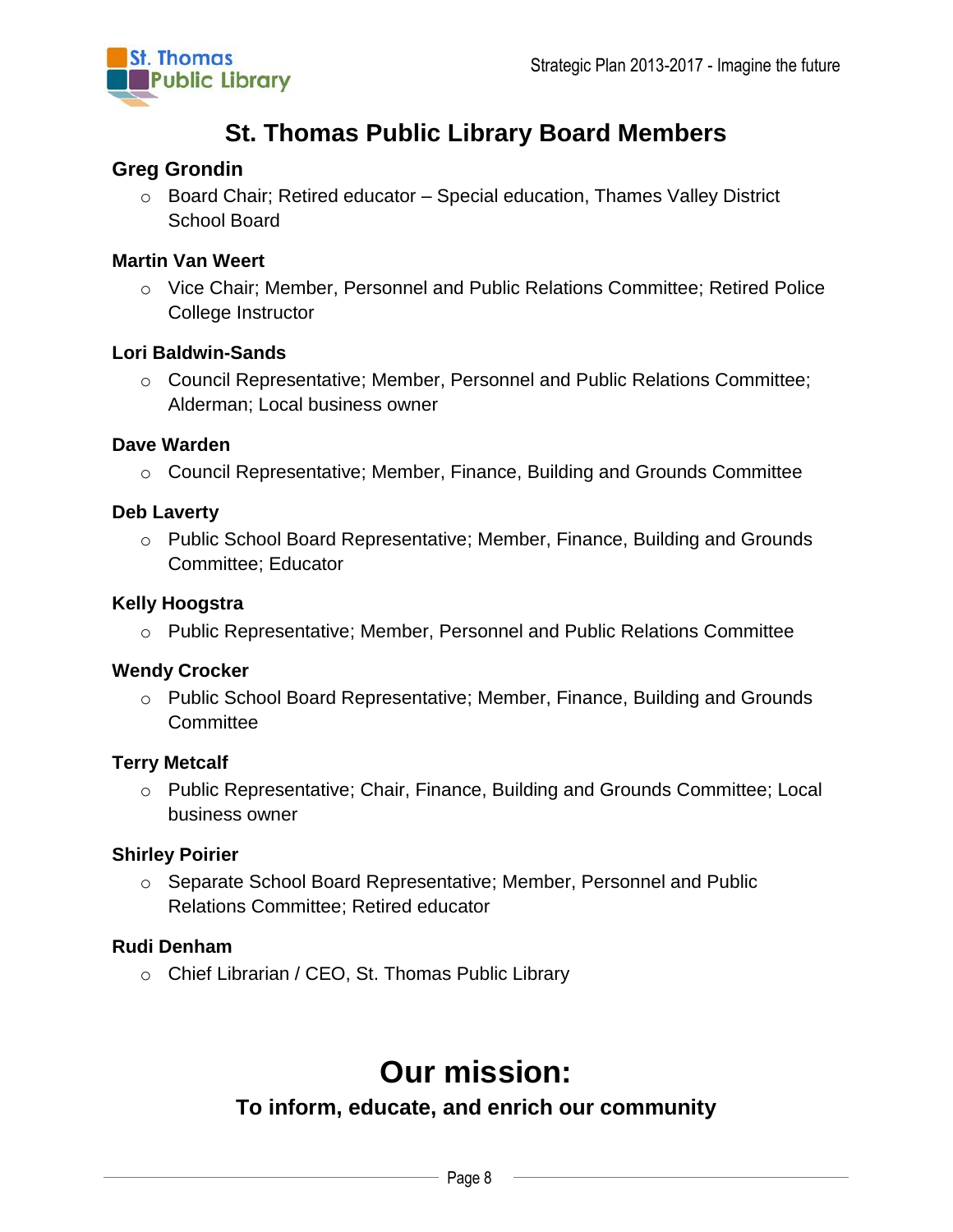# St. Thomas Public Library Board Members

### Greg Grondin

- Board Chair; Retired educator – Special education, Thames Valley District School Board

### Martin Van Weert

- Vice Chair; Member, Personnel and Public Relations Committee; Retired Police College Instructor

### Lori Baldwin-Sands

- Council Representative; Member, Personnel and Public Relations Committee; Alderman; Local business owner

### Dave Warden

- Council Representative; Member, Finance, Building and Grounds Committee

### Deb Laverty

- Public School Board Representative; Member, Finance, Building and Grounds Committee; Educator

### Kelly Hoogstra

- Public Representative; Member, Personnel and Public Relations Committee

### Wendy Crocker

- Public School Board Representative; Member, Finance, Building and Grounds Committee

### Terry Metcalf

- Public Representative; Chair, Finance, Building and Grounds Committee; Local business owner

### Shirley Poirier

- Separate School Board Representative; Member, Personnel and Public Relations Committee; Retired educator

### Rudi Denham

- Chief Librarian / CEO, St. Thomas Public Library

# Our mission:

**To inform, educate, and enrich our community**